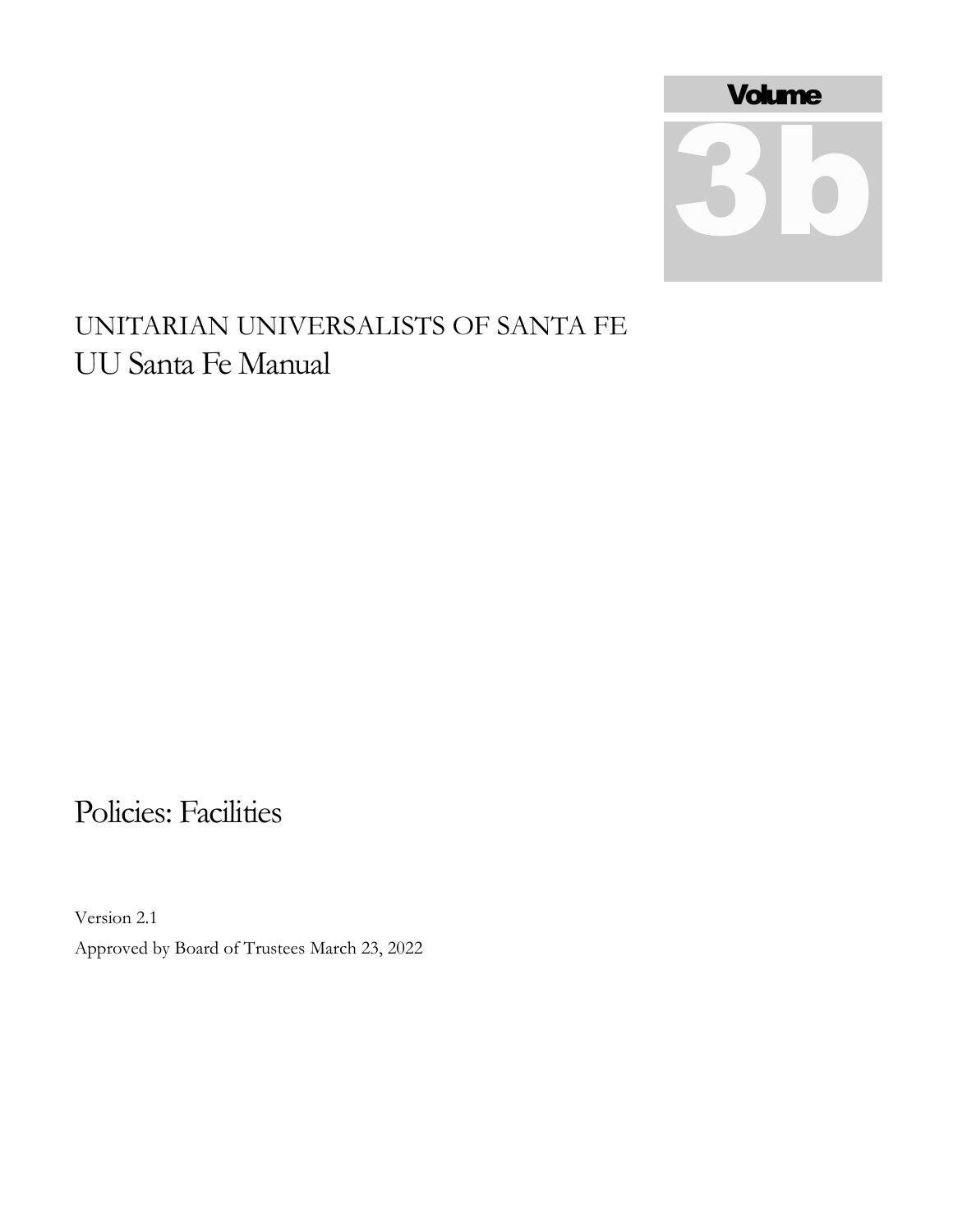Volume

3b

UNITARIAN UNIVERSALISTS OF SANTA FE

# UU Santa Fe Manual

## Policies: Facilities

Version 2.1

Approved by Board of Trustees March 23, 2022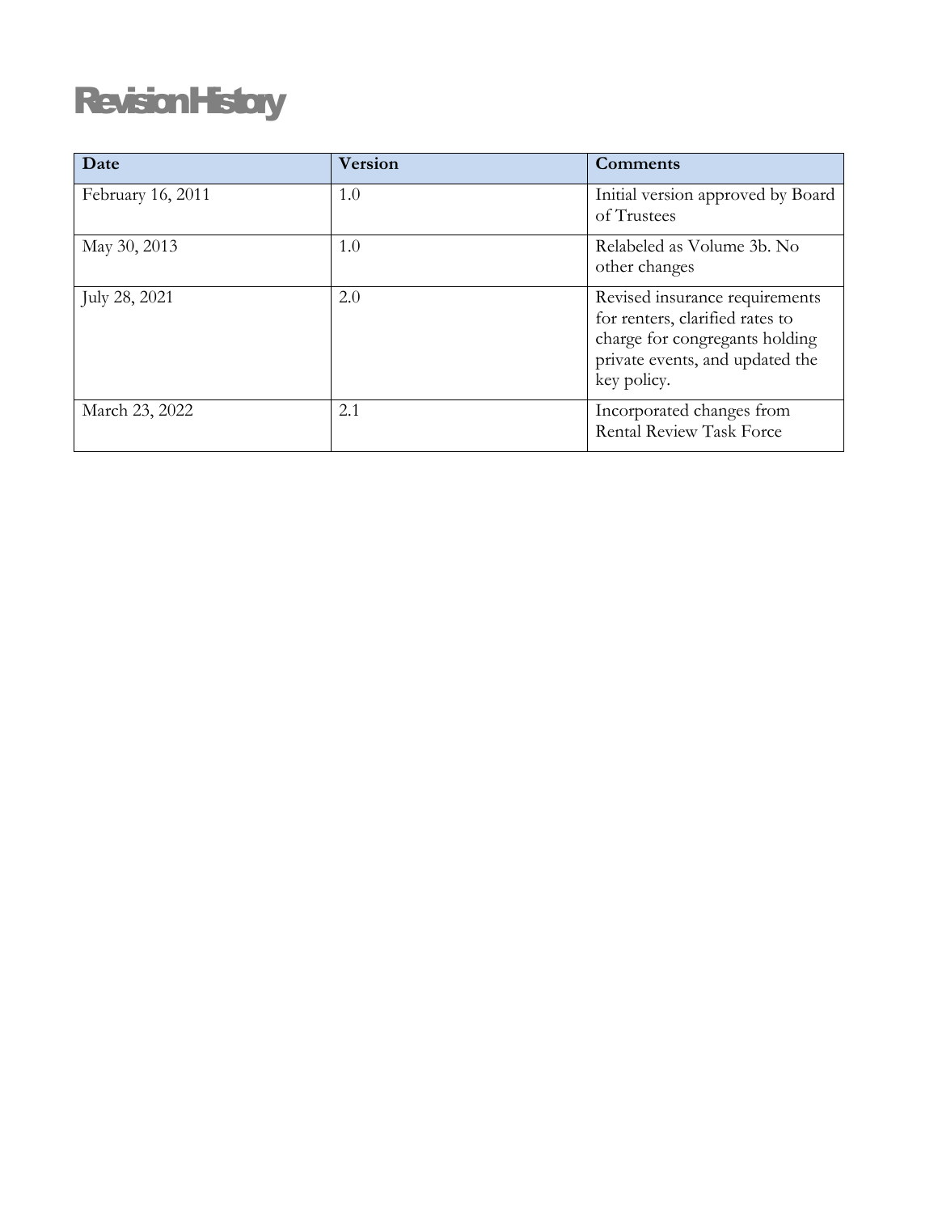# Revision History

| Date | Version | Comments |
| --- | --- | --- |
| February 16, 2011 | 1.0 | Initial version approved by Board of Trustees |
| May 30, 2013 | 1.0 | Relabeled as Volume 3b. No other changes |
| July 28, 2021 | 2.0 | Revised insurance requirements for renters, clarified rates to charge for congregants holding private events, and updated the key policy. |
| March 23, 2022 | 2.1 | Incorporated changes from Rental Review Task Force |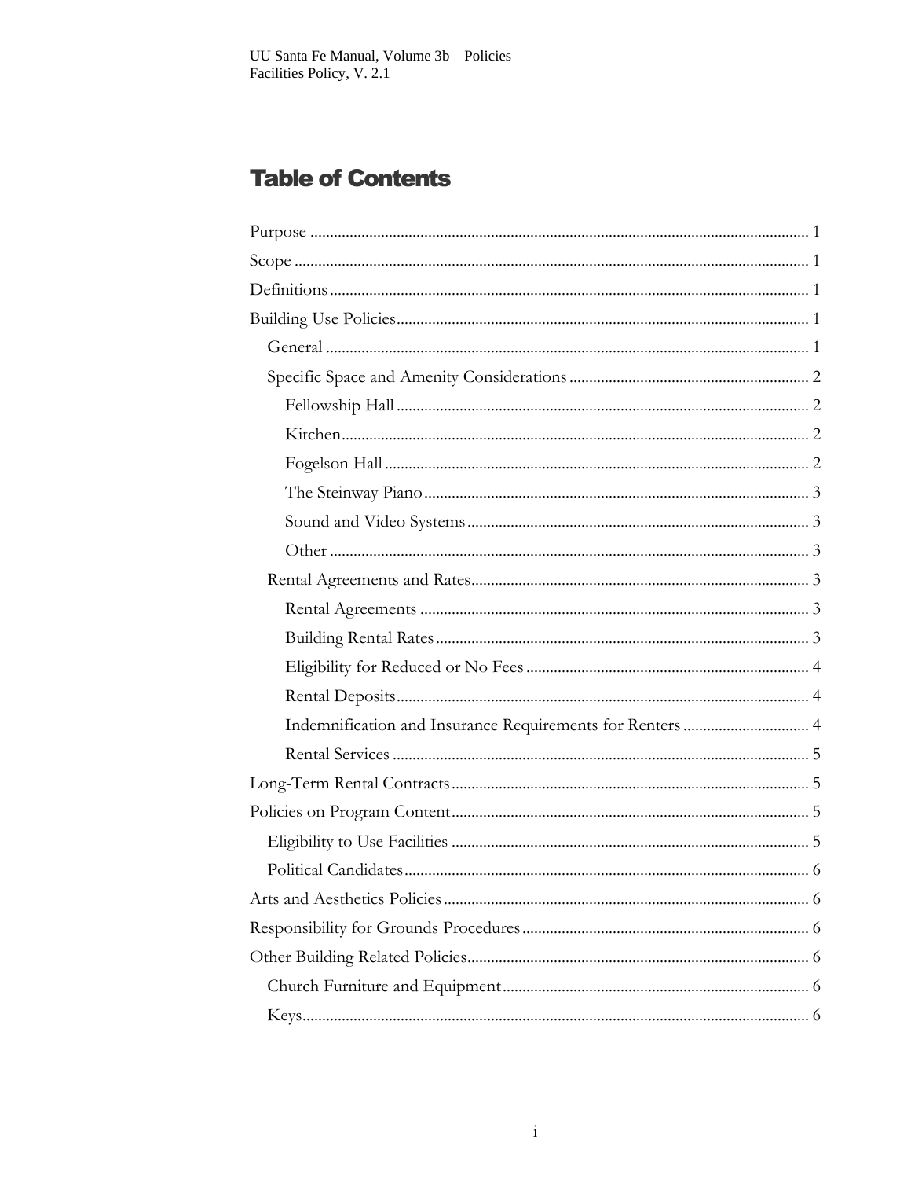# Table of Contents

- Purpose ........ 1
- Scope ........ 1
- Definitions ........ 1
- Building Use Policies ........ 1
  - General ........ 1
  - Specific Space and Amenity Considerations ........ 2
    - Fellowship Hall ........ 2
    - Kitchen ........ 2
    - Fogelson Hall ........ 2
    - The Steinway Piano ........ 3
    - Sound and Video Systems ........ 3
    - Other ........ 3
  - Rental Agreements and Rates ........ 3
    - Rental Agreements ........ 3
    - Building Rental Rates ........ 3
    - Eligibility for Reduced or No Fees ........ 4
    - Rental Deposits ........ 4
    - Indemnification and Insurance Requirements for Renters ........ 4
    - Rental Services ........ 5
- Long-Term Rental Contracts ........ 5
- Policies on Program Content ........ 5
  - Eligibility to Use Facilities ........ 5
  - Political Candidates ........ 6
- Arts and Aesthetics Policies ........ 6
- Responsibility for Grounds Procedures ........ 6
- Other Building Related Policies ........ 6
  - Church Furniture and Equipment ........ 6
  - Keys ........ 6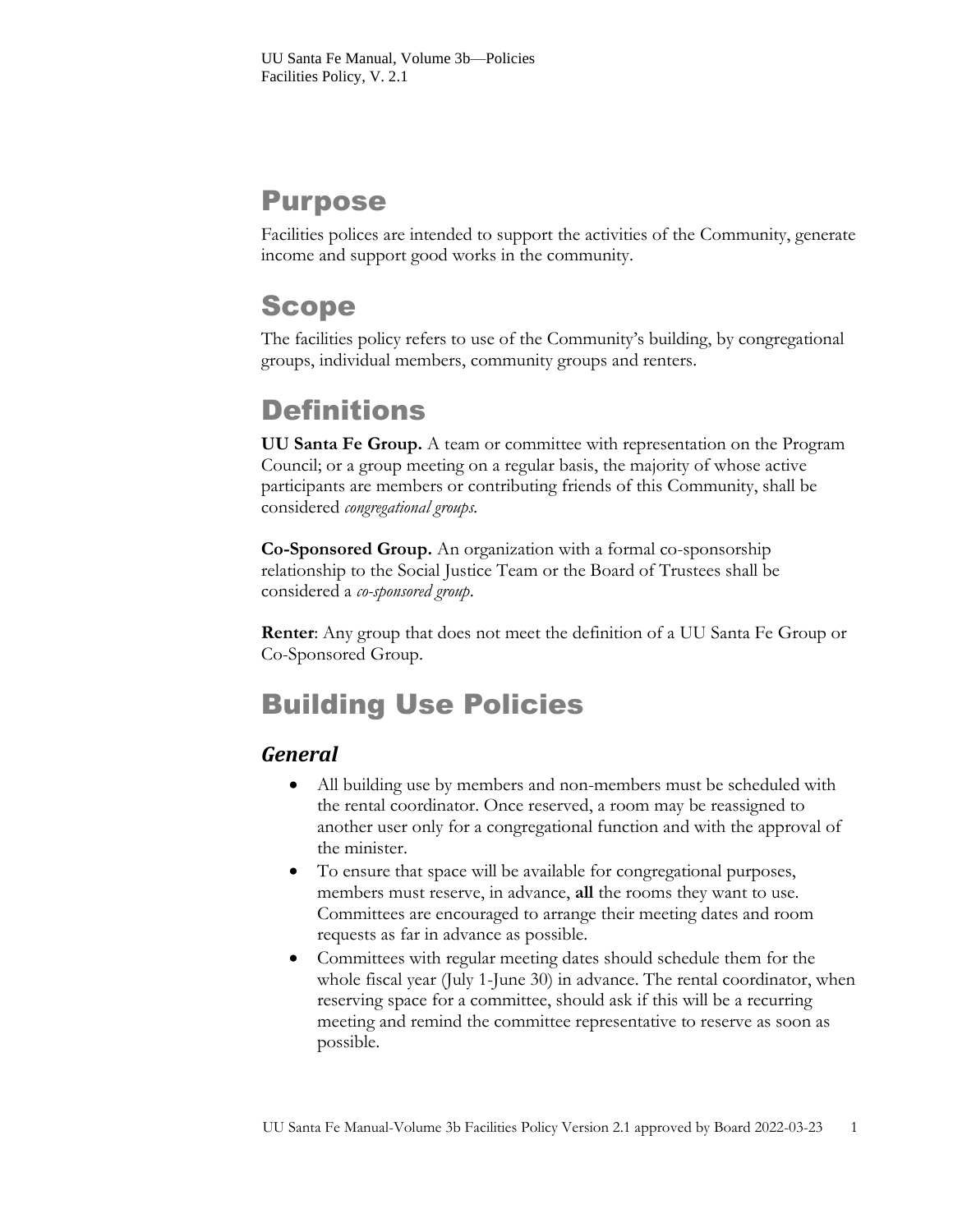# Purpose

Facilities polices are intended to support the activities of the Community, generate income and support good works in the community.

# Scope

The facilities policy refers to use of the Community's building, by congregational groups, individual members, community groups and renters.

# Definitions

**UU Santa Fe Group.** A team or committee with representation on the Program Council; or a group meeting on a regular basis, the majority of whose active participants are members or contributing friends of this Community, shall be considered *congregational groups.*

**Co-Sponsored Group.** An organization with a formal co-sponsorship relationship to the Social Justice Team or the Board of Trustees shall be considered a *co-sponsored group*.

**Renter**: Any group that does not meet the definition of a UU Santa Fe Group or Co-Sponsored Group.

# Building Use Policies

## *General*

- All building use by members and non-members must be scheduled with the rental coordinator. Once reserved, a room may be reassigned to another user only for a congregational function and with the approval of the minister.
- To ensure that space will be available for congregational purposes, members must reserve, in advance, **all** the rooms they want to use. Committees are encouraged to arrange their meeting dates and room requests as far in advance as possible.
- Committees with regular meeting dates should schedule them for the whole fiscal year (July 1-June 30) in advance. The rental coordinator, when reserving space for a committee, should ask if this will be a recurring meeting and remind the committee representative to reserve as soon as possible.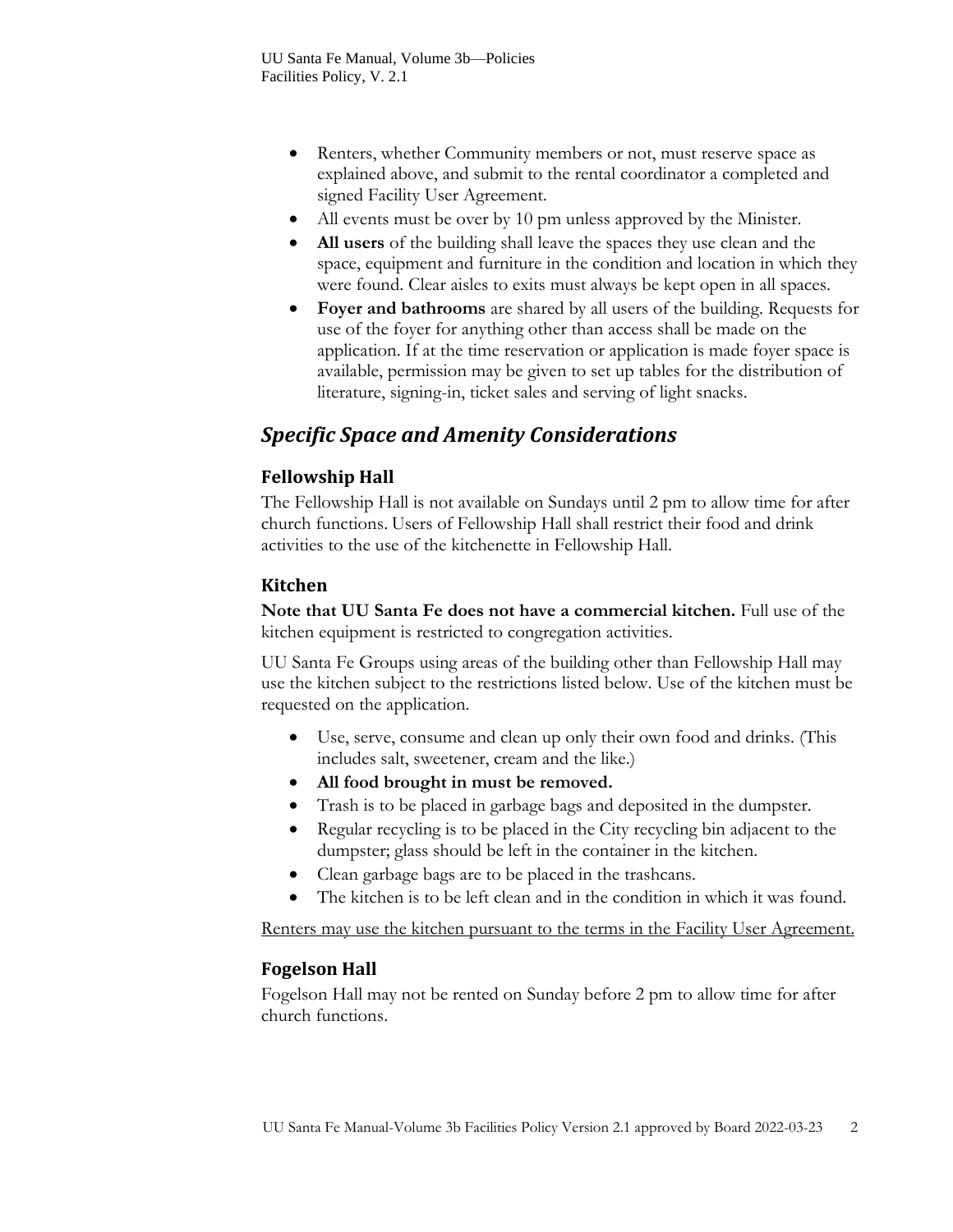- Renters, whether Community members or not, must reserve space as explained above, and submit to the rental coordinator a completed and signed Facility User Agreement.
- All events must be over by 10 pm unless approved by the Minister.
- **All users** of the building shall leave the spaces they use clean and the space, equipment and furniture in the condition and location in which they were found. Clear aisles to exits must always be kept open in all spaces.
- **Foyer and bathrooms** are shared by all users of the building. Requests for use of the foyer for anything other than access shall be made on the application. If at the time reservation or application is made foyer space is available, permission may be given to set up tables for the distribution of literature, signing-in, ticket sales and serving of light snacks.

## *Specific Space and Amenity Considerations*

### Fellowship Hall

The Fellowship Hall is not available on Sundays until 2 pm to allow time for after church functions. Users of Fellowship Hall shall restrict their food and drink activities to the use of the kitchenette in Fellowship Hall.

### Kitchen

**Note that UU Santa Fe does not have a commercial kitchen.** Full use of the kitchen equipment is restricted to congregation activities.

UU Santa Fe Groups using areas of the building other than Fellowship Hall may use the kitchen subject to the restrictions listed below. Use of the kitchen must be requested on the application.

- Use, serve, consume and clean up only their own food and drinks. (This includes salt, sweetener, cream and the like.)
- **All food brought in must be removed.**
- Trash is to be placed in garbage bags and deposited in the dumpster.
- Regular recycling is to be placed in the City recycling bin adjacent to the dumpster; glass should be left in the container in the kitchen.
- Clean garbage bags are to be placed in the trashcans.
- The kitchen is to be left clean and in the condition in which it was found.

<u>Renters may use the kitchen pursuant to the terms in the Facility User Agreement.</u>

### Fogelson Hall

Fogelson Hall may not be rented on Sunday before 2 pm to allow time for after church functions.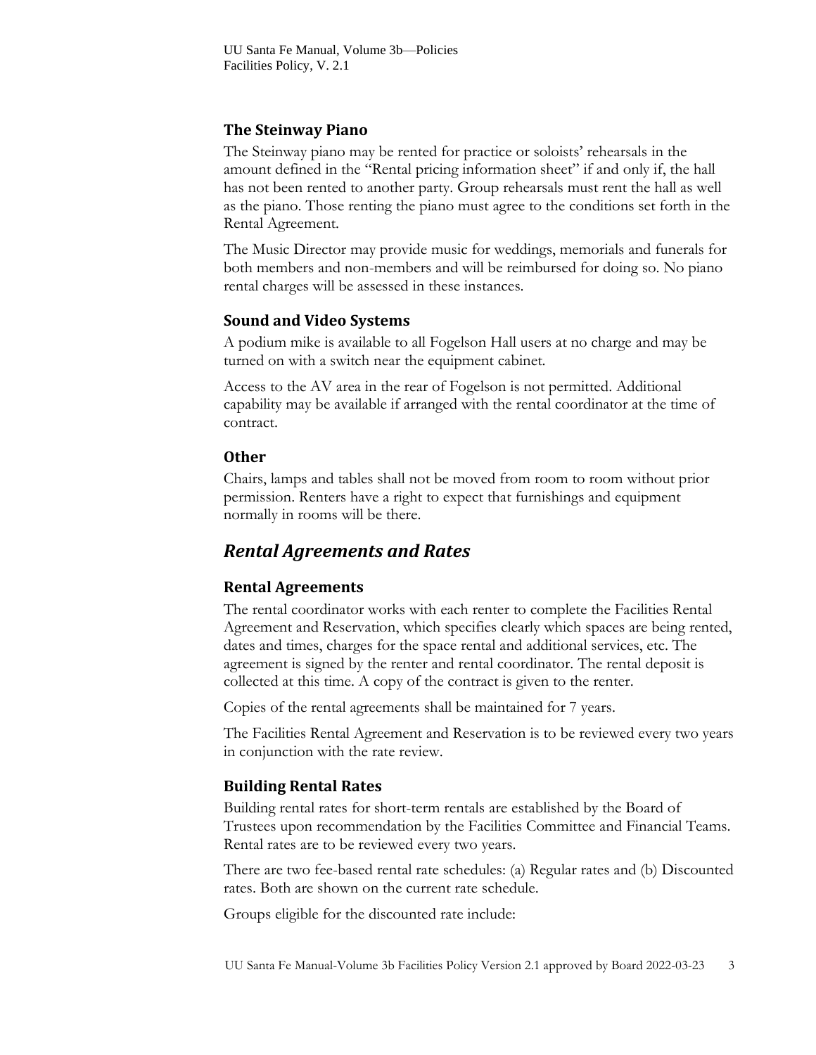### The Steinway Piano

The Steinway piano may be rented for practice or soloists' rehearsals in the amount defined in the "Rental pricing information sheet" if and only if, the hall has not been rented to another party. Group rehearsals must rent the hall as well as the piano. Those renting the piano must agree to the conditions set forth in the Rental Agreement.

The Music Director may provide music for weddings, memorials and funerals for both members and non-members and will be reimbursed for doing so. No piano rental charges will be assessed in these instances.

### Sound and Video Systems

A podium mike is available to all Fogelson Hall users at no charge and may be turned on with a switch near the equipment cabinet.

Access to the AV area in the rear of Fogelson is not permitted. Additional capability may be available if arranged with the rental coordinator at the time of contract.

### Other

Chairs, lamps and tables shall not be moved from room to room without prior permission. Renters have a right to expect that furnishings and equipment normally in rooms will be there.

## *Rental Agreements and Rates*

### Rental Agreements

The rental coordinator works with each renter to complete the Facilities Rental Agreement and Reservation, which specifies clearly which spaces are being rented, dates and times, charges for the space rental and additional services, etc. The agreement is signed by the renter and rental coordinator. The rental deposit is collected at this time. A copy of the contract is given to the renter.

Copies of the rental agreements shall be maintained for 7 years.

The Facilities Rental Agreement and Reservation is to be reviewed every two years in conjunction with the rate review.

### Building Rental Rates

Building rental rates for short-term rentals are established by the Board of Trustees upon recommendation by the Facilities Committee and Financial Teams. Rental rates are to be reviewed every two years.

There are two fee-based rental rate schedules: (a) Regular rates and (b) Discounted rates. Both are shown on the current rate schedule.

Groups eligible for the discounted rate include: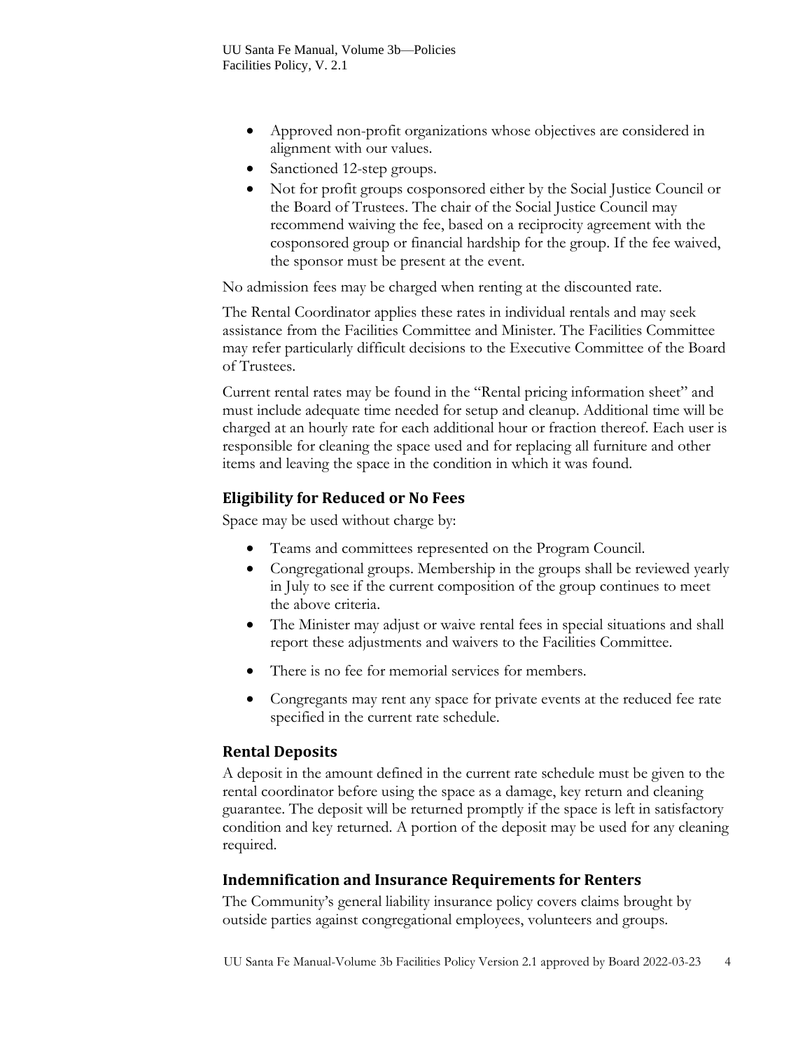- Approved non-profit organizations whose objectives are considered in alignment with our values.
- Sanctioned 12-step groups.
- Not for profit groups cosponsored either by the Social Justice Council or the Board of Trustees. The chair of the Social Justice Council may recommend waiving the fee, based on a reciprocity agreement with the cosponsored group or financial hardship for the group. If the fee waived, the sponsor must be present at the event.

No admission fees may be charged when renting at the discounted rate.

The Rental Coordinator applies these rates in individual rentals and may seek assistance from the Facilities Committee and Minister. The Facilities Committee may refer particularly difficult decisions to the Executive Committee of the Board of Trustees.

Current rental rates may be found in the "Rental pricing information sheet" and must include adequate time needed for setup and cleanup. Additional time will be charged at an hourly rate for each additional hour or fraction thereof. Each user is responsible for cleaning the space used and for replacing all furniture and other items and leaving the space in the condition in which it was found.

## Eligibility for Reduced or No Fees

Space may be used without charge by:

- Teams and committees represented on the Program Council.
- Congregational groups. Membership in the groups shall be reviewed yearly in July to see if the current composition of the group continues to meet the above criteria.
- The Minister may adjust or waive rental fees in special situations and shall report these adjustments and waivers to the Facilities Committee.
- There is no fee for memorial services for members.
- Congregants may rent any space for private events at the reduced fee rate specified in the current rate schedule.

## Rental Deposits

A deposit in the amount defined in the current rate schedule must be given to the rental coordinator before using the space as a damage, key return and cleaning guarantee. The deposit will be returned promptly if the space is left in satisfactory condition and key returned. A portion of the deposit may be used for any cleaning required.

## Indemnification and Insurance Requirements for Renters

The Community's general liability insurance policy covers claims brought by outside parties against congregational employees, volunteers and groups.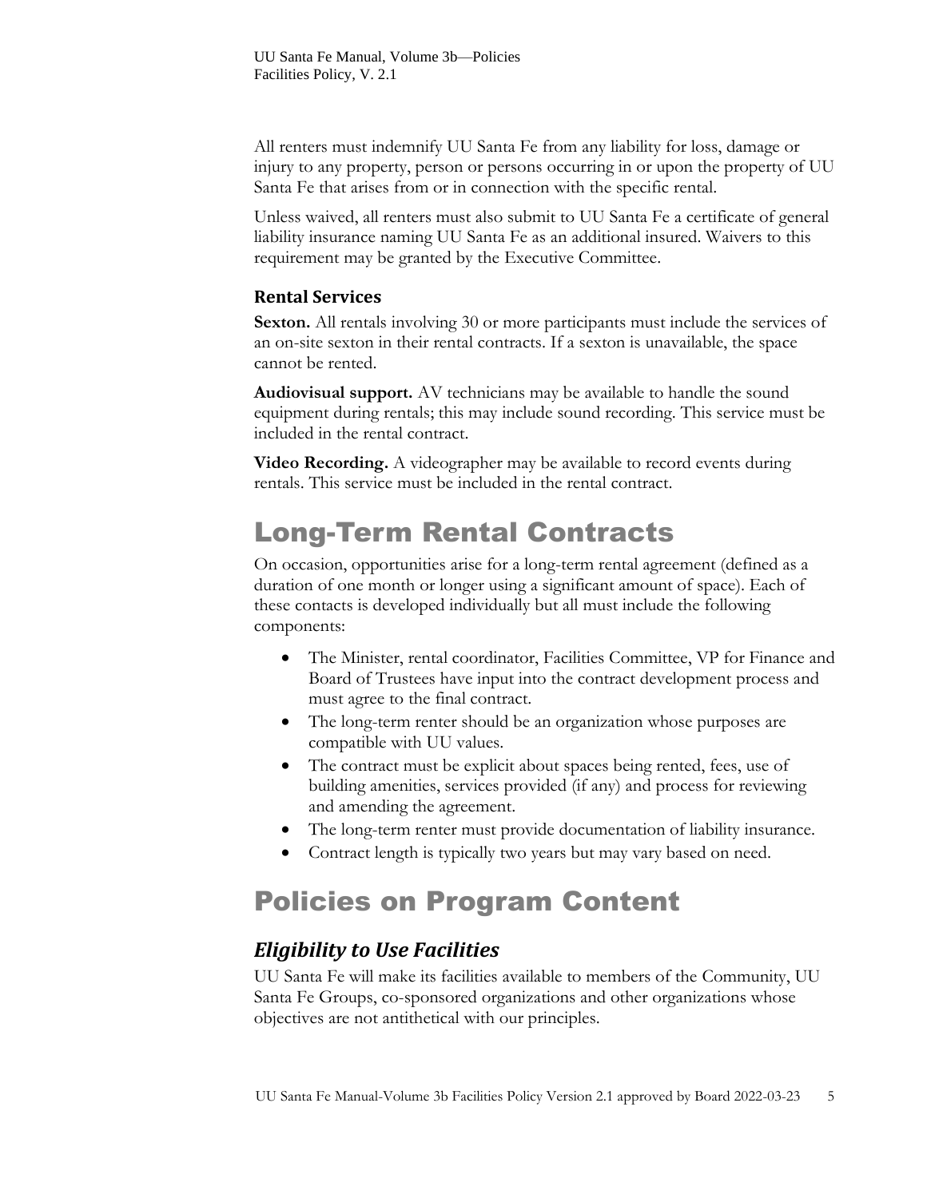All renters must indemnify UU Santa Fe from any liability for loss, damage or injury to any property, person or persons occurring in or upon the property of UU Santa Fe that arises from or in connection with the specific rental.

Unless waived, all renters must also submit to UU Santa Fe a certificate of general liability insurance naming UU Santa Fe as an additional insured. Waivers to this requirement may be granted by the Executive Committee.

### Rental Services

**Sexton.** All rentals involving 30 or more participants must include the services of an on-site sexton in their rental contracts. If a sexton is unavailable, the space cannot be rented.

**Audiovisual support.** AV technicians may be available to handle the sound equipment during rentals; this may include sound recording. This service must be included in the rental contract.

**Video Recording.** A videographer may be available to record events during rentals. This service must be included in the rental contract.

# Long-Term Rental Contracts

On occasion, opportunities arise for a long-term rental agreement (defined as a duration of one month or longer using a significant amount of space). Each of these contacts is developed individually but all must include the following components:

- The Minister, rental coordinator, Facilities Committee, VP for Finance and Board of Trustees have input into the contract development process and must agree to the final contract.
- The long-term renter should be an organization whose purposes are compatible with UU values.
- The contract must be explicit about spaces being rented, fees, use of building amenities, services provided (if any) and process for reviewing and amending the agreement.
- The long-term renter must provide documentation of liability insurance.
- Contract length is typically two years but may vary based on need.

# Policies on Program Content

## *Eligibility to Use Facilities*

UU Santa Fe will make its facilities available to members of the Community, UU Santa Fe Groups, co-sponsored organizations and other organizations whose objectives are not antithetical with our principles.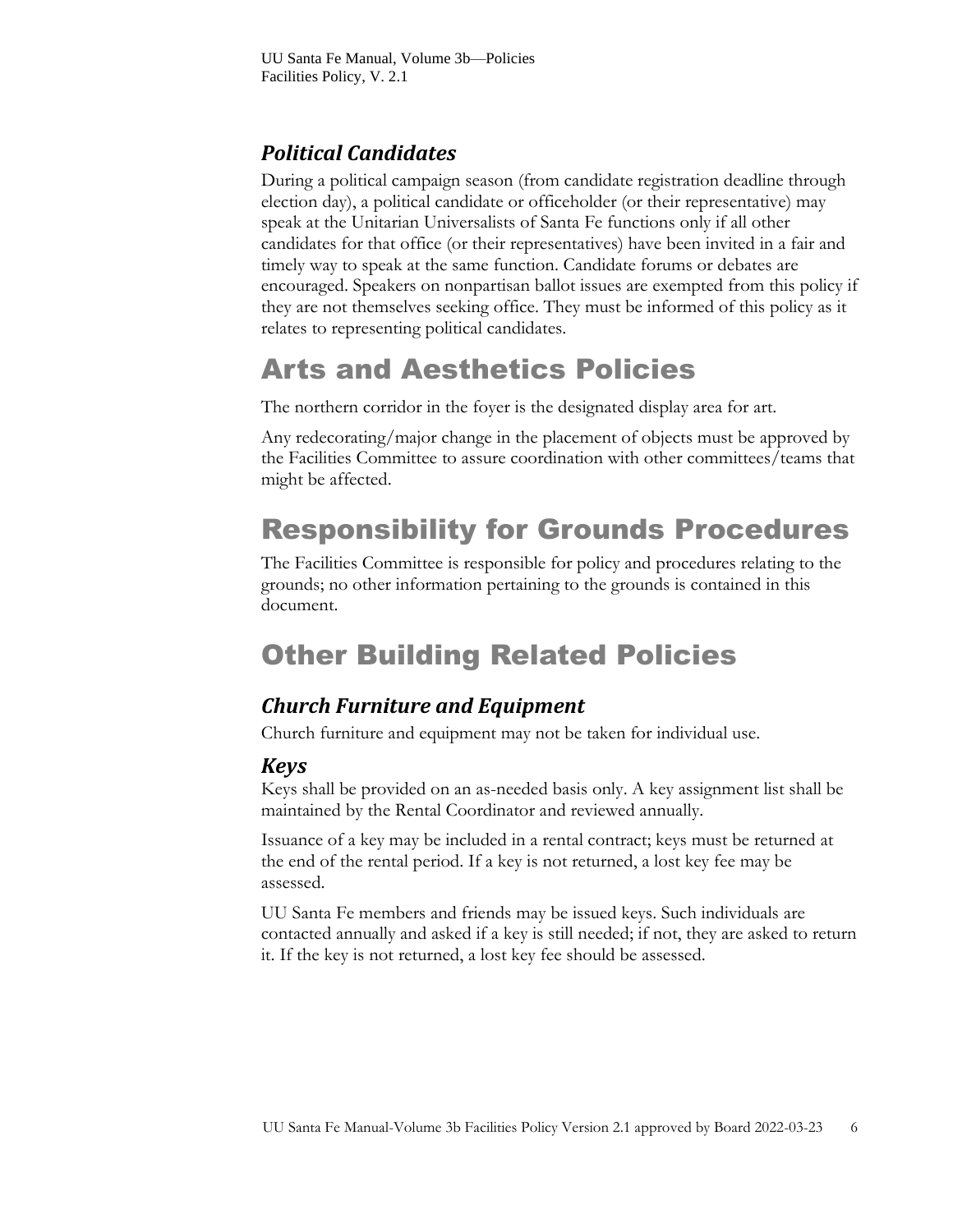### *Political Candidates*

During a political campaign season (from candidate registration deadline through election day), a political candidate or officeholder (or their representative) may speak at the Unitarian Universalists of Santa Fe functions only if all other candidates for that office (or their representatives) have been invited in a fair and timely way to speak at the same function. Candidate forums or debates are encouraged. Speakers on nonpartisan ballot issues are exempted from this policy if they are not themselves seeking office. They must be informed of this policy as it relates to representing political candidates.

# Arts and Aesthetics Policies

The northern corridor in the foyer is the designated display area for art.

Any redecorating/major change in the placement of objects must be approved by the Facilities Committee to assure coordination with other committees/teams that might be affected.

# Responsibility for Grounds Procedures

The Facilities Committee is responsible for policy and procedures relating to the grounds; no other information pertaining to the grounds is contained in this document.

# Other Building Related Policies

### *Church Furniture and Equipment*

Church furniture and equipment may not be taken for individual use.

### *Keys*

Keys shall be provided on an as-needed basis only. A key assignment list shall be maintained by the Rental Coordinator and reviewed annually.

Issuance of a key may be included in a rental contract; keys must be returned at the end of the rental period. If a key is not returned, a lost key fee may be assessed.

UU Santa Fe members and friends may be issued keys. Such individuals are contacted annually and asked if a key is still needed; if not, they are asked to return it. If the key is not returned, a lost key fee should be assessed.